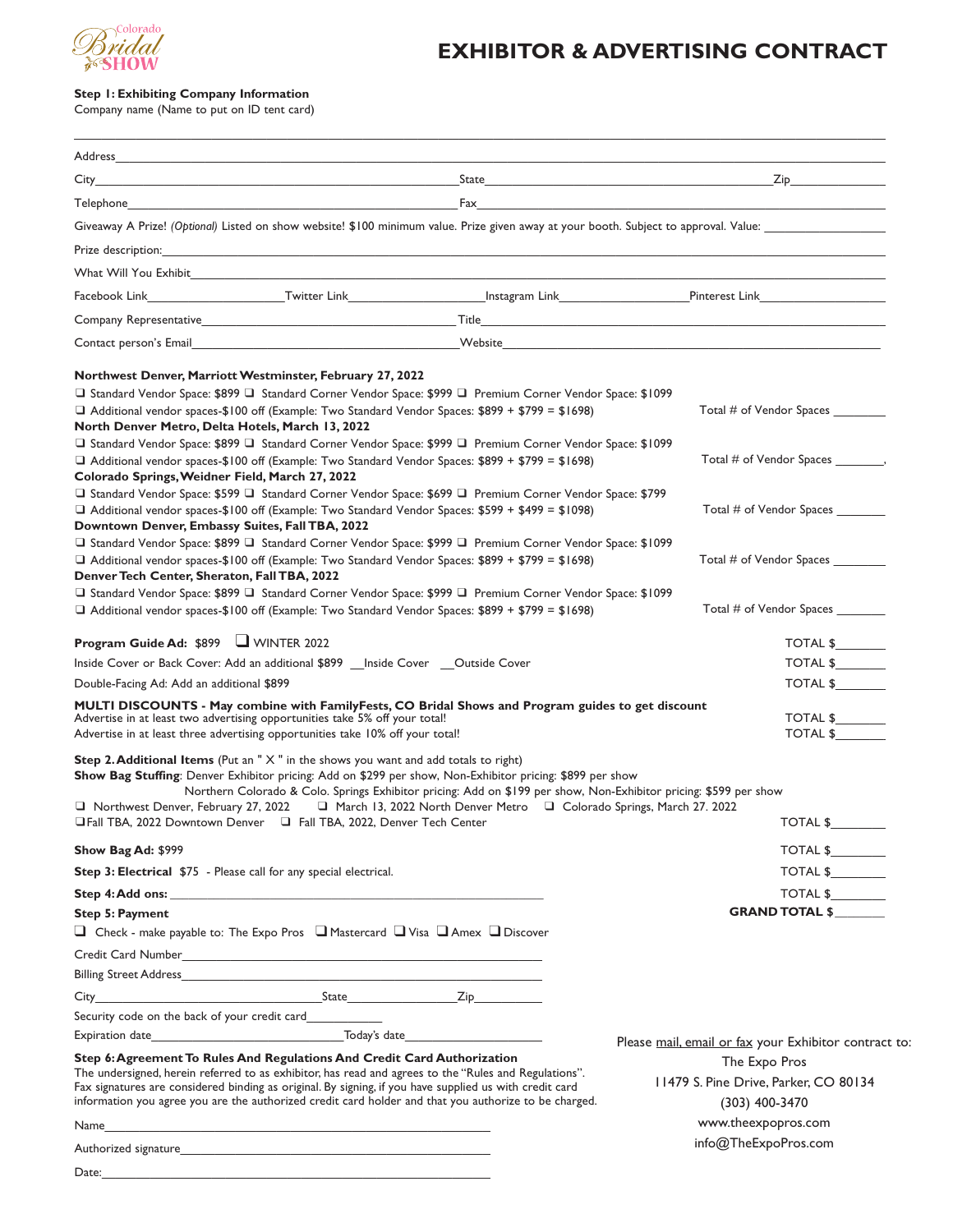Colorado Bridal SHOW

# EXHIBITOR & ADVERTISING CONTRACT

**Step 1: Exhibiting Company Information**
Company name (Name to put on ID tent card)

\_\_\_\_\_\_\_\_\_\_\_\_\_\_\_\_\_\_\_\_\_\_\_\_\_\_\_\_\_\_\_\_\_\_\_\_\_\_\_\_

Address\_\_\_\_\_\_\_\_\_\_\_\_\_\_\_\_\_\_\_\_\_\_\_\_\_\_\_\_\_\_\_\_\_\_\_\_\_\_\_\_

City\_\_\_\_\_\_\_\_\_\_\_\_\_\_\_\_\_\_\_\_ State\_\_\_\_\_\_\_\_\_\_\_\_\_\_\_\_\_\_\_\_ Zip\_\_\_\_\_\_\_\_\_\_

Telephone\_\_\_\_\_\_\_\_\_\_\_\_\_\_\_\_\_\_\_\_ Fax\_\_\_\_\_\_\_\_\_\_\_\_\_\_\_\_\_\_\_\_

Giveaway A Prize! *(Optional)* Listed on show website! $100 minimum value. Prize given away at your booth. Subject to approval. Value: \_\_\_\_\_\_\_\_\_\_

Prize description:\_\_\_\_\_\_\_\_\_\_\_\_\_\_\_\_\_\_\_\_\_\_\_\_\_\_\_\_\_\_\_\_\_\_\_\_\_\_\_\_

What Will You Exhibit\_\_\_\_\_\_\_\_\_\_\_\_\_\_\_\_\_\_\_\_\_\_\_\_\_\_\_\_\_\_\_\_\_\_\_\_\_\_\_\_

Facebook Link\_\_\_\_\_\_\_\_\_\_ Twitter Link\_\_\_\_\_\_\_\_\_\_ Instagram Link\_\_\_\_\_\_\_\_\_\_ Pinterest Link\_\_\_\_\_\_\_\_\_\_

Company Representative\_\_\_\_\_\_\_\_\_\_\_\_\_\_\_\_\_\_\_\_ Title\_\_\_\_\_\_\_\_\_\_\_\_\_\_\_\_\_\_\_\_

Contact person's Email\_\_\_\_\_\_\_\_\_\_\_\_\_\_\_\_\_\_\_\_ Website\_\_\_\_\_\_\_\_\_\_\_\_\_\_\_\_\_\_\_\_

**Northwest Denver, Marriott Westminster, February 27, 2022**
❑ Standard Vendor Space: $899 ❑ Standard Corner Vendor Space: $999 ❑ Premium Corner Vendor Space: $1099
❑ Additional vendor spaces-$100 off (Example: Two Standard Vendor Spaces: $899 + $799 = $1698) — Total # of Vendor Spaces \_\_\_\_\_\_\_\_

**North Denver Metro, Delta Hotels, March 13, 2022**
❑ Standard Vendor Space: $899 ❑ Standard Corner Vendor Space: $999 ❑ Premium Corner Vendor Space: $1099
❑ Additional vendor spaces-$100 off (Example: Two Standard Vendor Spaces: $899 + $799 = $1698) — Total # of Vendor Spaces \_\_\_\_\_\_\_\_

**Colorado Springs, Weidner Field, March 27, 2022**
❑ Standard Vendor Space: $599 ❑ Standard Corner Vendor Space: $699 ❑ Premium Corner Vendor Space: $799
❑ Additional vendor spaces-$100 off (Example: Two Standard Vendor Spaces: $599 + $499 = $1098) — Total # of Vendor Spaces \_\_\_\_\_\_\_\_

**Downtown Denver, Embassy Suites, Fall TBA, 2022**
❑ Standard Vendor Space: $899 ❑ Standard Corner Vendor Space: $999 ❑ Premium Corner Vendor Space: $1099
❑ Additional vendor spaces-$100 off (Example: Two Standard Vendor Spaces: $899 + $799 = $1698) — Total # of Vendor Spaces \_\_\_\_\_\_\_\_

**Denver Tech Center, Sheraton, Fall TBA, 2022**
❑ Standard Vendor Space: $899 ❑ Standard Corner Vendor Space: $999 ❑ Premium Corner Vendor Space: $1099
❑ Additional vendor spaces-$100 off (Example: Two Standard Vendor Spaces: $899 + $799 = $1698) — Total # of Vendor Spaces \_\_\_\_\_\_\_\_

**Program Guide Ad:** $899 ❑ WINTER 2022 — TOTAL $\_\_\_\_\_\_\_\_

Inside Cover or Back Cover: Add an additional $899 \_\_Inside Cover \_\_Outside Cover — TOTAL $\_\_\_\_\_\_\_\_

Double-Facing Ad: Add an additional $899 — TOTAL $\_\_\_\_\_\_\_\_

**MULTI DISCOUNTS - May combine with FamilyFests, CO Bridal Shows and Program guides to get discount**
Advertise in at least two advertising opportunities take 5% off your total! — TOTAL $\_\_\_\_\_\_\_\_
Advertise in at least three advertising opportunities take 10% off your total! — TOTAL $\_\_\_\_\_\_\_\_

**Step 2. Additional Items** (Put an " X " in the shows you want and add totals to right)
**Show Bag Stuffing**: Denver Exhibitor pricing: Add on $299 per show, Non-Exhibitor pricing: $899 per show
Northern Colorado & Colo. Springs Exhibitor pricing: Add on $199 per show, Non-Exhibitor pricing: $599 per show
❑ Northwest Denver, February 27, 2022 ❑ March 13, 2022 North Denver Metro ❑ Colorado Springs, March 27. 2022
❑ Fall TBA, 2022 Downtown Denver ❑ Fall TBA, 2022, Denver Tech Center — TOTAL $\_\_\_\_\_\_\_\_

**Show Bag Ad:** $999 — TOTAL $\_\_\_\_\_\_\_\_

**Step 3: Electrical** $75 - Please call for any special electrical. — TOTAL $\_\_\_\_\_\_\_\_

**Step 4: Add ons:** \_\_\_\_\_\_\_\_\_\_\_\_\_\_\_\_\_\_\_\_ — TOTAL $\_\_\_\_\_\_\_\_

**Step 5: Payment** — **GRAND TOTAL $**\_\_\_\_\_\_\_\_

❑ Check - make payable to: The Expo Pros ❑ Mastercard ❑ Visa ❑ Amex ❑ Discover

Credit Card Number\_\_\_\_\_\_\_\_\_\_\_\_\_\_\_\_\_\_\_\_

Billing Street Address\_\_\_\_\_\_\_\_\_\_\_\_\_\_\_\_\_\_\_\_

City\_\_\_\_\_\_\_\_\_\_ State\_\_\_\_\_\_\_\_\_\_ Zip\_\_\_\_\_\_\_\_\_\_

Security code on the back of your credit card\_\_\_\_\_\_\_\_\_\_

Expiration date\_\_\_\_\_\_\_\_\_\_ Today's date\_\_\_\_\_\_\_\_\_\_

**Step 6: Agreement To Rules And Regulations And Credit Card Authorization**
The undersigned, herein referred to as exhibitor, has read and agrees to the "Rules and Regulations". Fax signatures are considered binding as original. By signing, if you have supplied us with credit card information you agree you are the authorized credit card holder and that you authorize to be charged.

Name\_\_\_\_\_\_\_\_\_\_\_\_\_\_\_\_\_\_\_\_

Authorized signature\_\_\_\_\_\_\_\_\_\_\_\_\_\_\_\_\_\_\_\_

Date:\_\_\_\_\_\_\_\_\_\_\_\_\_\_\_\_\_\_\_\_

Please mail, email or fax your Exhibitor contract to:
The Expo Pros
11479 S. Pine Drive, Parker, CO 80134
(303) 400-3470
www.theexpopros.com
info@TheExpoPros.com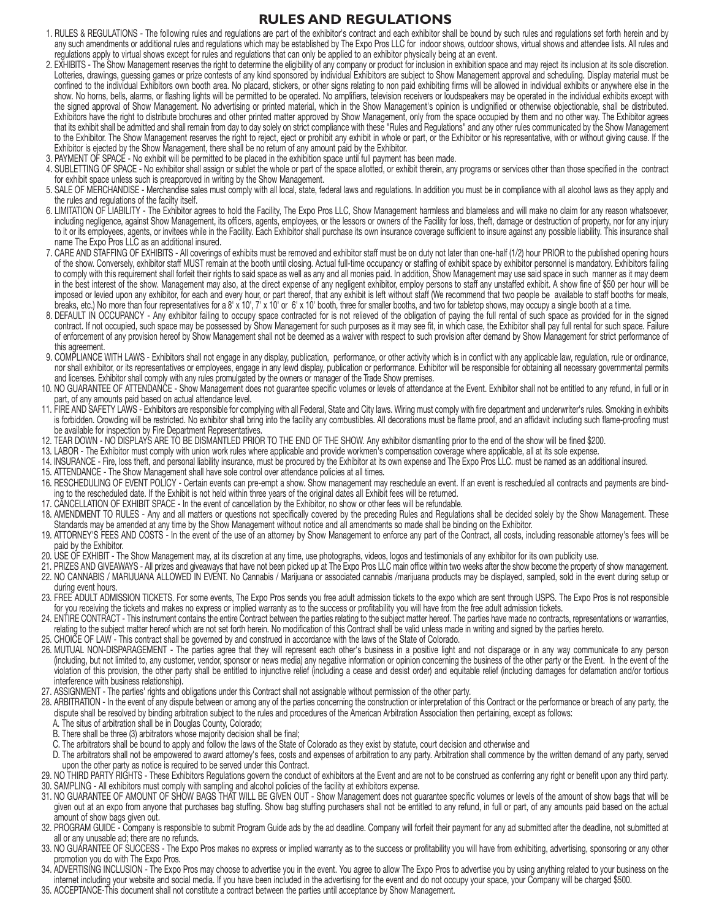# RULES AND REGULATIONS

1. RULES & REGULATIONS - The following rules and regulations are part of the exhibitor's contract and each exhibitor shall be bound by such rules and regulations set forth herein and by any such amendments or additional rules and regulations which may be established by The Expo Pros LLC for indoor shows, outdoor shows, virtual shows and attendee lists. All rules and regulations apply to virtual shows except for rules and regulations that can only be applied to an exhibitor physically being at an event.
2. EXHIBITS - The Show Management reserves the right to determine the eligibility of any company or product for inclusion in exhibition space and may reject its inclusion at its sole discretion. Lotteries, drawings, guessing games or prize contests of any kind sponsored by individual Exhibitors are subject to Show Management approval and scheduling. Display material must be confined to the individual Exhibitors own booth area. No placard, stickers, or other signs relating to non paid exhibiting firms will be allowed in individual exhibits or anywhere else in the show. No horns, bells, alarms, or flashing lights will be permitted to be operated. No amplifiers, television receivers or loudspeakers may be operated in the individual exhibits except with the signed approval of Show Management. No advertising or printed material, which in the Show Management's opinion is undignified or otherwise objectionable, shall be distributed. Exhibitors have the right to distribute brochures and other printed matter approved by Show Management, only from the space occupied by them and no other way. The Exhibitor agrees that its exhibit shall be admitted and shall remain from day to day solely on strict compliance with these "Rules and Regulations" and any other rules communicated by the Show Management to the Exhibitor. The Show Management reserves the right to reject, eject or prohibit any exhibit in whole or part, or the Exhibitor or his representative, with or without giving cause. If the Exhibitor is ejected by the Show Management, there shall be no return of any amount paid by the Exhibitor.
3. PAYMENT OF SPACE - No exhibit will be permitted to be placed in the exhibition space until full payment has been made.
4. SUBLETTING OF SPACE - No exhibitor shall assign or sublet the whole or part of the space allotted, or exhibit therein, any programs or services other than those specified in the contract for exhibit space unless such is preapproved in writing by the Show Management.
5. SALE OF MERCHANDISE - Merchandise sales must comply with all local, state, federal laws and regulations. In addition you must be in compliance with all alcohol laws as they apply and the rules and regulations of the facilty itself.
6. LIMITATION OF LIABILITY - The Exhibitor agrees to hold the Facility, The Expo Pros LLC, Show Management harmless and blameless and will make no claim for any reason whatsoever, including negligence, against Show Management, its officers, agents, employees, or the lessors or owners of the Facility for loss, theft, damage or destruction of property, nor for any injury to it or its employees, agents, or invitees while in the Facility. Each Exhibitor shall purchase its own insurance coverage sufficient to insure against any possible liability. This insurance shall name The Expo Pros LLC as an additional insured.
7. CARE AND STAFFING OF EXHIBITS - All coverings of exhibits must be removed and exhibitor staff must be on duty not later than one-half (1/2) hour PRIOR to the published opening hours of the show. Conversely, exhibitor staff MUST remain at the booth until closing. Actual full-time occupancy or staffing of exhibit space by exhibitor personnel is mandatory. Exhibitors failing to comply with this requirement shall forfeit their rights to said space as well as any and all monies paid. In addition, Show Management may use said space in such manner as it may deem in the best interest of the show. Management may also, at the direct expense of any negligent exhibitor, employ persons to staff any unstaffed exhibit. A show fine of $50 per hour will be imposed or levied upon any exhibitor, for each and every hour, or part thereof, that any exhibit is left without staff (We recommend that two people be available to staff booths for meals, breaks, etc.) No more than four representatives for a 8' x 10', 7' x 10' or 6' x 10' booth, three for smaller booths, and two for tabletop shows, may occupy a single booth at a time.
8. DEFAULT IN OCCUPANCY - Any exhibitor failing to occupy space contracted for is not relieved of the obligation of paying the full rental of such space as provided for in the signed contract. If not occupied, such space may be possessed by Show Management for such purposes as it may see fit, in which case, the Exhibitor shall pay full rental for such space. Failure of enforcement of any provision hereof by Show Management shall not be deemed as a waiver with respect to such provision after demand by Show Management for strict performance of this agreement.
9. COMPLIANCE WITH LAWS - Exhibitors shall not engage in any display, publication, performance, or other activity which is in conflict with any applicable law, regulation, rule or ordinance, nor shall exhibitor, or its representatives or employees, engage in any lewd display, publication or performance. Exhibitor will be responsible for obtaining all necessary governmental permits and licenses. Exhibitor shall comply with any rules promulgated by the owners or manager of the Trade Show premises.
10. NO GUARANTEE OF ATTENDANCE - Show Management does not guarantee specific volumes or levels of attendance at the Event. Exhibitor shall not be entitled to any refund, in full or in part, of any amounts paid based on actual attendance level.
11. FIRE AND SAFETY LAWS - Exhibitors are responsible for complying with all Federal, State and City laws. Wiring must comply with fire department and underwriter's rules. Smoking in exhibits is forbidden. Crowding will be restricted. No exhibitor shall bring into the facility any combustibles. All decorations must be flame proof, and an affidavit including such flame-proofing must be available for inspection by Fire Department Representatives.
12. TEAR DOWN - NO DISPLAYS ARE TO BE DISMANTLED PRIOR TO THE END OF THE SHOW. Any exhibitor dismantling prior to the end of the show will be fined $200.
13. LABOR - The Exhibitor must comply with union work rules where applicable and provide workmen's compensation coverage where applicable, all at its sole expense.
14. INSURANCE - Fire, loss theft, and personal liability insurance, must be procured by the Exhibitor at its own expense and The Expo Pros LLC. must be named as an additional insured.
15. ATTENDANCE - The Show Management shall have sole control over attendance policies at all times.
16. RESCHEDULING OF EVENT POLICY - Certain events can pre-empt a show. Show management may reschedule an event. If an event is rescheduled all contracts and payments are binding to the rescheduled date. If the Exhibit is not held within three years of the original dates all Exhibit fees will be returned.
17. CANCELLATION OF EXHIBIT SPACE - In the event of cancellation by the Exhibitor, no show or other fees will be refundable.
18. AMENDMENT TO RULES - Any and all matters or questions not specifically covered by the preceding Rules and Regulations shall be decided solely by the Show Management. These Standards may be amended at any time by the Show Management without notice and all amendments so made shall be binding on the Exhibitor.
19. ATTORNEY'S FEES AND COSTS - In the event of the use of an attorney by Show Management to enforce any part of the Contract, all costs, including reasonable attorney's fees will be paid by the Exhibitor.
20. USE OF EXHIBIT - The Show Management may, at its discretion at any time, use photographs, videos, logos and testimonials of any exhibitor for its own publicity use.
21. PRIZES AND GIVEAWAYS - All prizes and giveaways that have not been picked up at The Expo Pros LLC main office within two weeks after the show become the property of show management.
22. NO CANNABIS / MARIJUANA ALLOWED IN EVENT. No Cannabis / Marijuana or associated cannabis /marijuana products may be displayed, sampled, sold in the event during setup or during event hours.
23. FREE ADULT ADMISSION TICKETS. For some events, The Expo Pros sends you free adult admission tickets to the expo which are sent through USPS. The Expo Pros is not responsible for you receiving the tickets and makes no express or implied warranty as to the success or profitability you will have from the free adult admission tickets.
24. ENTIRE CONTRACT - This instrument contains the entire Contract between the parties relating to the subject matter hereof. The parties have made no contracts, representations or warranties, relating to the subject matter hereof which are not set forth herein. No modification of this Contract shall be valid unless made in writing and signed by the parties hereto.
25. CHOICE OF LAW - This contract shall be governed by and construed in accordance with the laws of the State of Colorado.
26. MUTUAL NON-DISPARAGEMENT - The parties agree that they will represent each other's business in a positive light and not disparage or in any way communicate to any person (including, but not limited to, any customer, vendor, sponsor or news media) any negative information or opinion concerning the business of the other party or the Event. In the event of the violation of this provision, the other party shall be entitled to injunctive relief (including a cease and desist order) and equitable relief (including damages for defamation and/or tortious interference with business relationship).
27. ASSIGNMENT - The parties' rights and obligations under this Contract shall not assignable without permission of the other party.
28. ARBITRATION - In the event of any dispute between or among any of the parties concerning the construction or interpretation of this Contract or the performance or breach of any party, the dispute shall be resolved by binding arbitration subject to the rules and procedures of the American Arbitration Association then pertaining, except as follows:
   A. The situs of arbitration shall be in Douglas County, Colorado;
   B. There shall be three (3) arbitrators whose majority decision shall be final;
   C. The arbitrators shall be bound to apply and follow the laws of the State of Colorado as they exist by statute, court decision and otherwise and
   D. The arbitrators shall not be empowered to award attorney's fees, costs and expenses of arbitration to any party. Arbitration shall commence by the written demand of any party, served upon the other party as notice is required to be served under this Contract.
29. NO THIRD PARTY RIGHTS - These Exhibitors Regulations govern the conduct of exhibitors at the Event and are not to be construed as conferring any right or benefit upon any third party.
30. SAMPLING - All exhibitors must comply with sampling and alcohol policies of the facility at exhibitors expense.
31. NO GUARANTEE OF AMOUNT OF SHOW BAGS THAT WILL BE GIVEN OUT - Show Management does not guarantee specific volumes or levels of the amount of show bags that will be given out at an expo from anyone that purchases bag stuffing. Show bag stuffing purchasers shall not be entitled to any refund, in full or part, of any amounts paid based on the actual amount of show bags given out.
32. PROGRAM GUIDE - Company is responsible to submit Program Guide ads by the ad deadline. Company will forfeit their payment for any ad submitted after the deadline, not submitted at all or any unusable ad; there are no refunds.
33. NO GUARANTEE OF SUCCESS - The Expo Pros makes no express or implied warranty as to the success or profitability you will have from exhibiting, advertising, sponsoring or any other promotion you do with The Expo Pros.
34. ADVERTISING INCLUSION - The Expo Pros may choose to advertise you in the event. You agree to allow The Expo Pros to advertise you by using anything related to your business on the internet including your website and social media. If you have been included in the advertising for the event and do not occupy your space, your Company will be charged $500.
35. ACCEPTANCE-This document shall not constitute a contract between the parties until acceptance by Show Management.